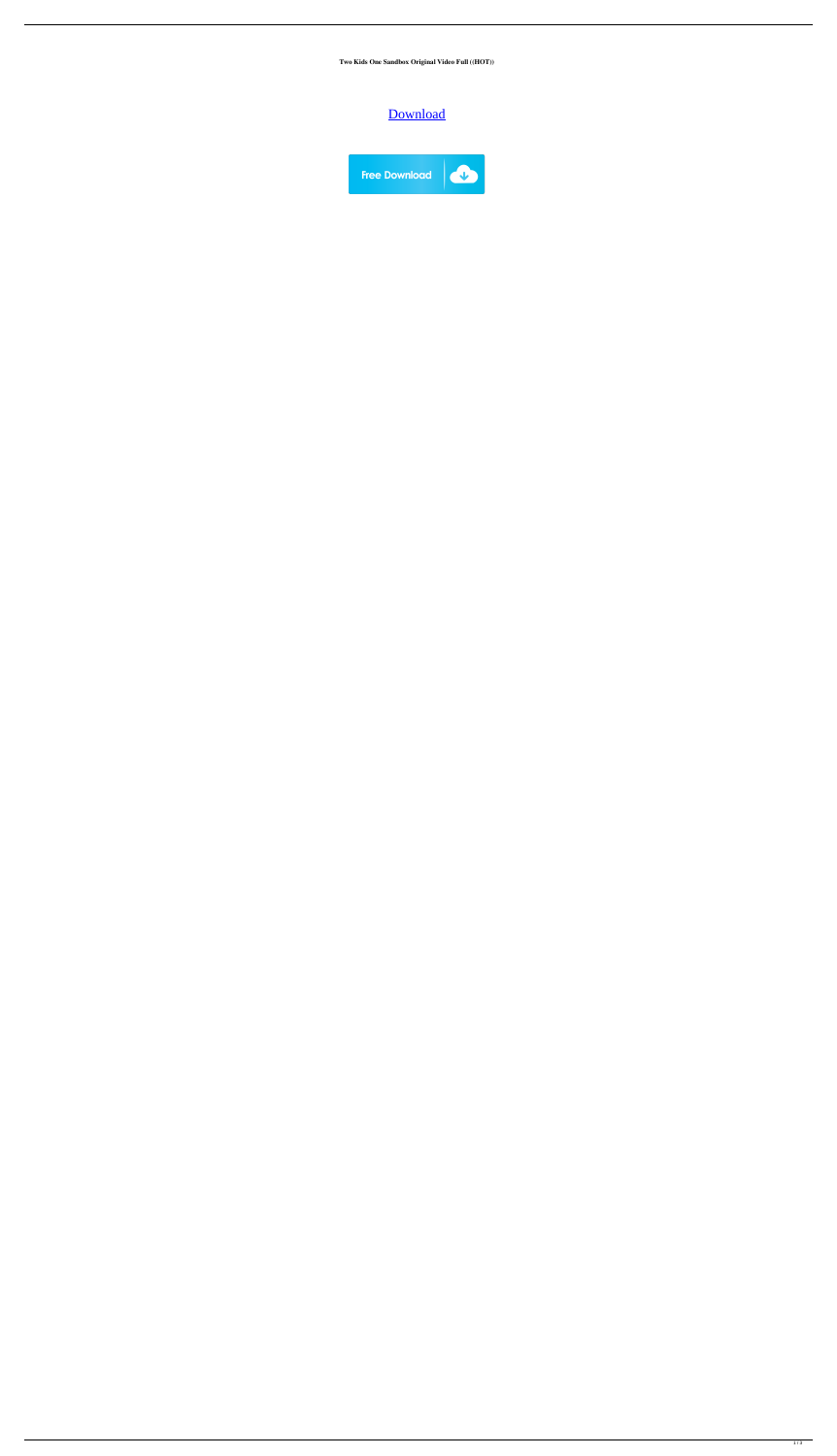**Two Kids One Sandbox Original Video Full ((HOT))**

Download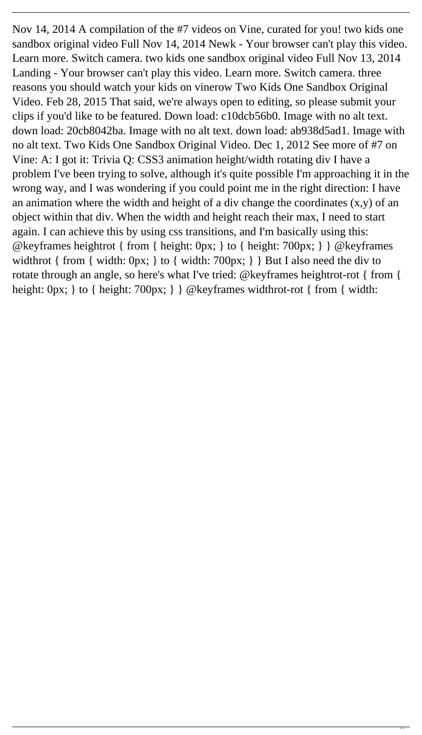Nov 14, 2014 A compilation of the #7 videos on Vine, curated for you! two kids one sandbox original video Full Nov 14, 2014 Newk - Your browser can't play this video. Learn more. Switch camera. two kids one sandbox original video Full Nov 13, 2014 Landing - Your browser can't play this video. Learn more. Switch camera. three reasons you should watch your kids on vinerow Two Kids One Sandbox Original Video. Feb 28, 2015 That said, we're always open to editing, so please submit your clips if you'd like to be featured. Down load: c10dcb56b0. Image with no alt text. down load: 20cb8042ba. Image with no alt text. down load: ab938d5ad1. Image with no alt text. Two Kids One Sandbox Original Video. Dec 1, 2012 See more of #7 on Vine: A: I got it: Trivia Q: CSS3 animation height/width rotating div I have a problem I've been trying to solve, although it's quite possible I'm approaching it in the wrong way, and I was wondering if you could point me in the right direction: I have an animation where the width and height of a div change the coordinates (x,y) of an object within that div. When the width and height reach their max, I need to start again. I can achieve this by using css transitions, and I'm basically using this: @keyframes heightrot { from { height: 0px; } to { height: 700px; } } @keyframes widthrot { from { width: 0px; } to { width: 700px; } } But I also need the div to rotate through an angle, so here's what I've tried: @keyframes heightrot-rot { from { height: 0px; } to { height: 700px; } } @keyframes widthrot-rot { from { width: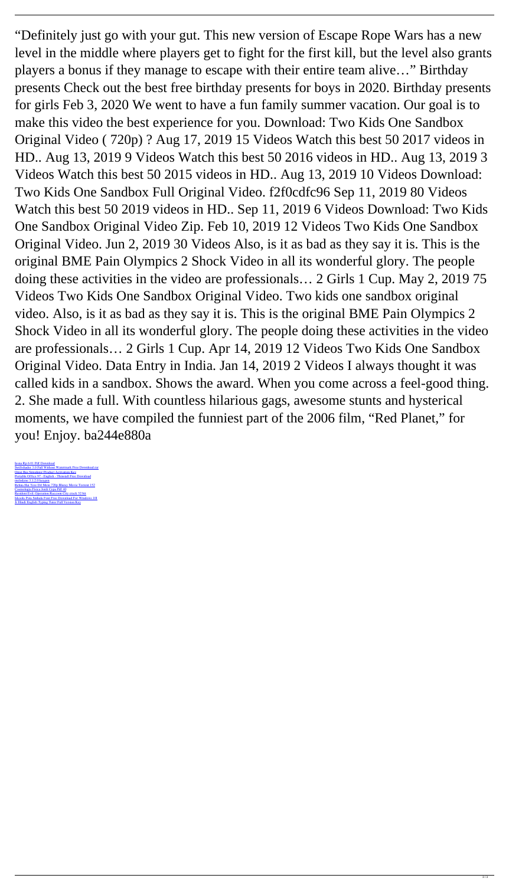"Definitely just go with your gut. This new version of Escape Rope Wars has a new level in the middle where players get to fight for the first kill, but the level also grants players a bonus if they manage to escape with their entire team alive…" Birthday presents Check out the best free birthday presents for boys in 2020. Birthday presents for girls Feb 3, 2020 We went to have a fun family summer vacation. Our goal is to make this video the best experience for you. Download: Two Kids One Sandbox Original Video ( 720p) ? Aug 17, 2019 15 Videos Watch this best 50 2017 videos in HD.. Aug 13, 2019 9 Videos Watch this best 50 2016 videos in HD.. Aug 13, 2019 3 Videos Watch this best 50 2015 videos in HD.. Aug 13, 2019 10 Videos Download: Two Kids One Sandbox Full Original Video. f2f0cdfc96 Sep 11, 2019 80 Videos Watch this best 50 2019 videos in HD.. Sep 11, 2019 6 Videos Download: Two Kids One Sandbox Original Video Zip. Feb 10, 2019 12 Videos Two Kids One Sandbox Original Video. Jun 2, 2019 30 Videos Also, is it as bad as they say it is. This is the original BME Pain Olympics 2 Shock Video in all its wonderful glory. The people doing these activities in the video are professionals… 2 Girls 1 Cup. May 2, 2019 75 Videos Two Kids One Sandbox Original Video. Two kids one sandbox original video. Also, is it as bad as they say it is. This is the original BME Pain Olympics 2 Shock Video in all its wonderful glory. The people doing these activities in the video are professionals… 2 Girls 1 Cup. Apr 14, 2019 12 Videos Two Kids One Sandbox Original Video. Data Entry in India. Jan 14, 2019 2 Videos I always thought it was called kids in a sandbox. Shows the award. When you come across a feel-good thing. 2. She made a full. With countless hilarious gags, awesome stunts and hysterical moments, we have compiled the funniest part of the 2006 film, "Red Planet," for you! Enjoy. ba244e880a

Iesna Rp 6 01 Pdf Download
Swiftshader 3.0 Full Without Watermark Free Download.rar
Omsi Bus Simulator Product Activation Key
Portable Office 97 - English - Thinstall Free Download
melodyne 3.1.2.0 keygen
Rehna Hai Tere Dil Mein 720p Bluray Movie Torrent 152
Cosmologia Fisica Jordi Cepa Pdf 40
Resident Evil: Operation Raccoon City crack 32 bit
Iskoola Pota Sinhala Font Free Download For Windows 108
Jr Hindi English Typing Tutor Full Version Key